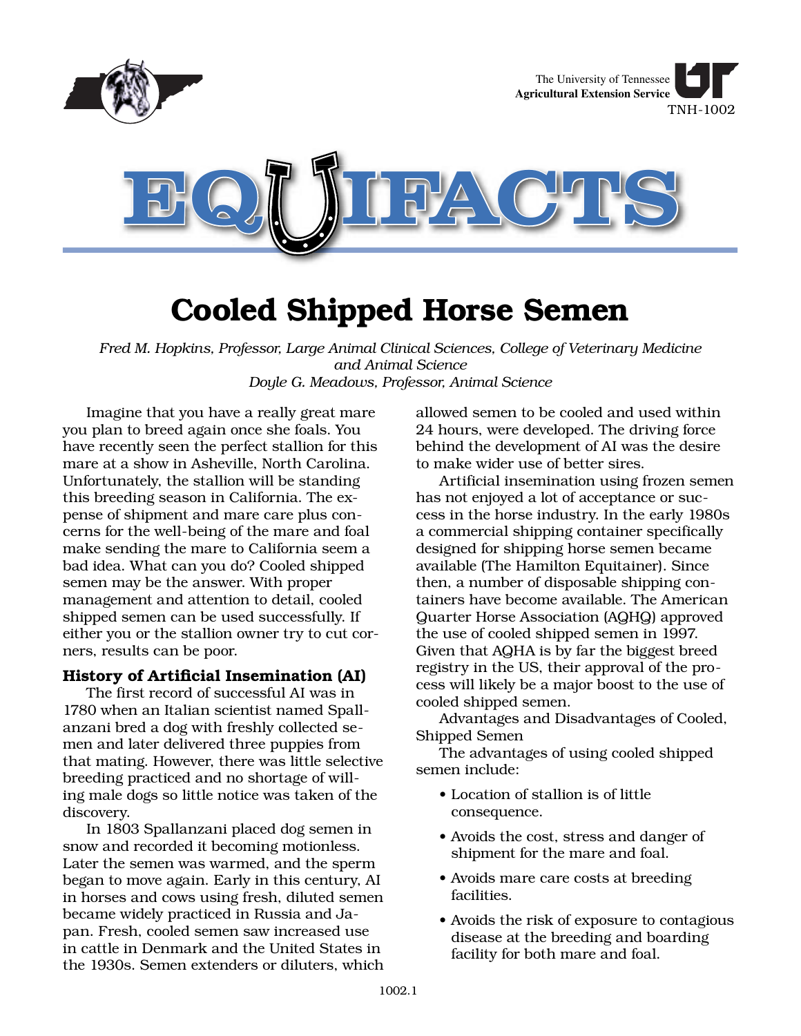The University of Tennessee
**Agricultural Extension Service**
TNH-1002

# EQUIFACTS

# Cooled Shipped Horse Semen

*Fred M. Hopkins, Professor, Large Animal Clinical Sciences, College of Veterinary Medicine and Animal Science*
*Doyle G. Meadows, Professor, Animal Science*

Imagine that you have a really great mare you plan to breed again once she foals. You have recently seen the perfect stallion for this mare at a show in Asheville, North Carolina. Unfortunately, the stallion will be standing this breeding season in California. The expense of shipment and mare care plus concerns for the well-being of the mare and foal make sending the mare to California seem a bad idea. What can you do? Cooled shipped semen may be the answer. With proper management and attention to detail, cooled shipped semen can be used successfully. If either you or the stallion owner try to cut corners, results can be poor.

## History of Artificial Insemination (AI)

The first record of successful AI was in 1780 when an Italian scientist named Spallanzani bred a dog with freshly collected semen and later delivered three puppies from that mating. However, there was little selective breeding practiced and no shortage of willing male dogs so little notice was taken of the discovery.

In 1803 Spallanzani placed dog semen in snow and recorded it becoming motionless. Later the semen was warmed, and the sperm began to move again. Early in this century, AI in horses and cows using fresh, diluted semen became widely practiced in Russia and Japan. Fresh, cooled semen saw increased use in cattle in Denmark and the United States in the 1930s. Semen extenders or diluters, which allowed semen to be cooled and used within 24 hours, were developed. The driving force behind the development of AI was the desire to make wider use of better sires.

Artificial insemination using frozen semen has not enjoyed a lot of acceptance or success in the horse industry. In the early 1980s a commercial shipping container specifically designed for shipping horse semen became available (The Hamilton Equitainer). Since then, a number of disposable shipping containers have become available. The American Quarter Horse Association (AQHQ) approved the use of cooled shipped semen in 1997. Given that AQHA is by far the biggest breed registry in the US, their approval of the process will likely be a major boost to the use of cooled shipped semen.

Advantages and Disadvantages of Cooled, Shipped Semen

The advantages of using cooled shipped semen include:

- Location of stallion is of little consequence.
- Avoids the cost, stress and danger of shipment for the mare and foal.
- Avoids mare care costs at breeding facilities.
- Avoids the risk of exposure to contagious disease at the breeding and boarding facility for both mare and foal.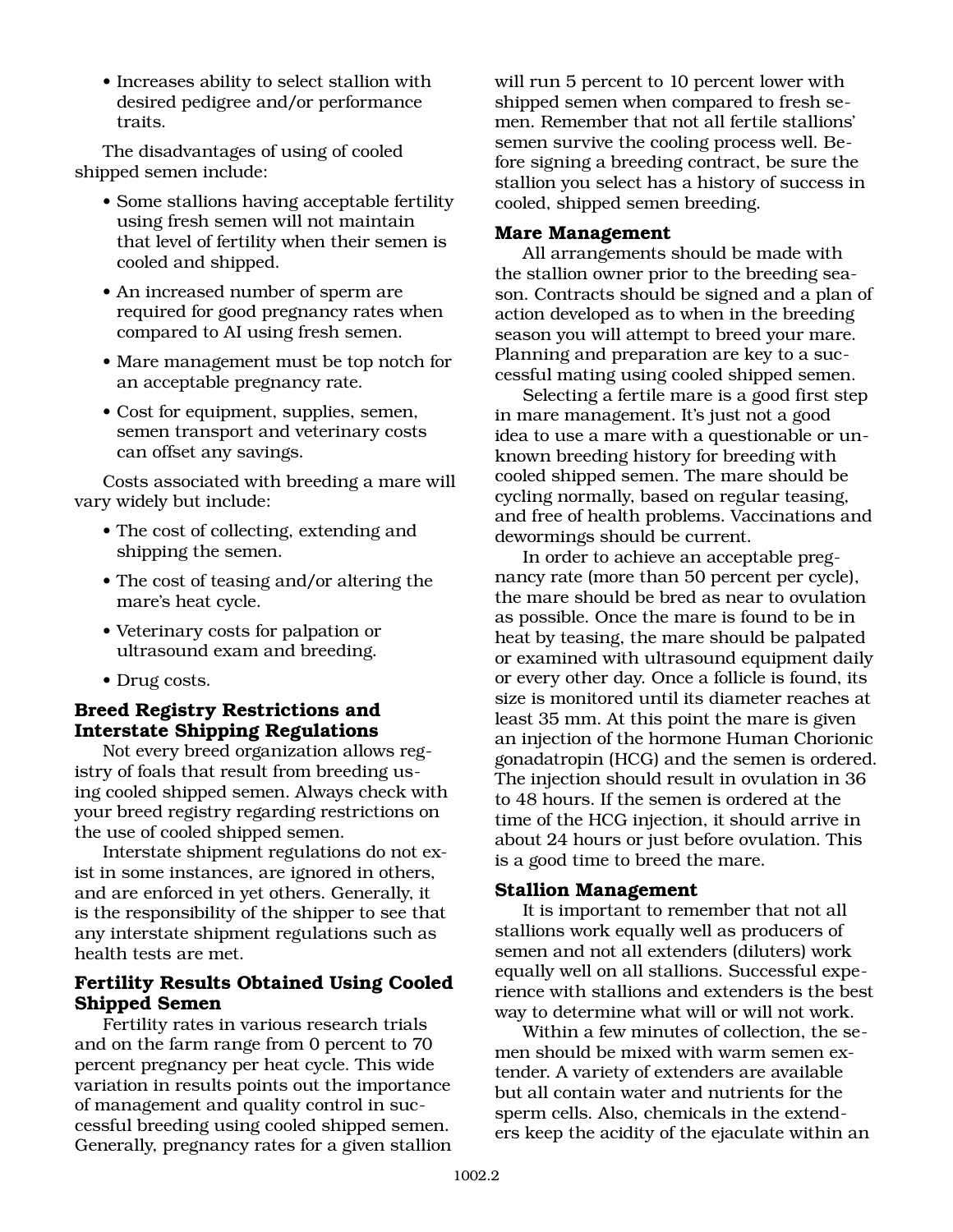- Increases ability to select stallion with desired pedigree and/or performance traits.

The disadvantages of using of cooled shipped semen include:

- Some stallions having acceptable fertility using fresh semen will not maintain that level of fertility when their semen is cooled and shipped.
- An increased number of sperm are required for good pregnancy rates when compared to AI using fresh semen.
- Mare management must be top notch for an acceptable pregnancy rate.
- Cost for equipment, supplies, semen, semen transport and veterinary costs can offset any savings.

Costs associated with breeding a mare will vary widely but include:

- The cost of collecting, extending and shipping the semen.
- The cost of teasing and/or altering the mare's heat cycle.
- Veterinary costs for palpation or ultrasound exam and breeding.
- Drug costs.

### Breed Registry Restrictions and Interstate Shipping Regulations

Not every breed organization allows registry of foals that result from breeding using cooled shipped semen. Always check with your breed registry regarding restrictions on the use of cooled shipped semen.

Interstate shipment regulations do not exist in some instances, are ignored in others, and are enforced in yet others. Generally, it is the responsibility of the shipper to see that any interstate shipment regulations such as health tests are met.

### Fertility Results Obtained Using Cooled Shipped Semen

Fertility rates in various research trials and on the farm range from 0 percent to 70 percent pregnancy per heat cycle. This wide variation in results points out the importance of management and quality control in successful breeding using cooled shipped semen. Generally, pregnancy rates for a given stallion will run 5 percent to 10 percent lower with shipped semen when compared to fresh semen. Remember that not all fertile stallions' semen survive the cooling process well. Before signing a breeding contract, be sure the stallion you select has a history of success in cooled, shipped semen breeding.

### Mare Management

All arrangements should be made with the stallion owner prior to the breeding season. Contracts should be signed and a plan of action developed as to when in the breeding season you will attempt to breed your mare. Planning and preparation are key to a successful mating using cooled shipped semen.

Selecting a fertile mare is a good first step in mare management. It's just not a good idea to use a mare with a questionable or unknown breeding history for breeding with cooled shipped semen. The mare should be cycling normally, based on regular teasing, and free of health problems. Vaccinations and dewormings should be current.

In order to achieve an acceptable pregnancy rate (more than 50 percent per cycle), the mare should be bred as near to ovulation as possible. Once the mare is found to be in heat by teasing, the mare should be palpated or examined with ultrasound equipment daily or every other day. Once a follicle is found, its size is monitored until its diameter reaches at least 35 mm. At this point the mare is given an injection of the hormone Human Chorionic gonadatropin (HCG) and the semen is ordered. The injection should result in ovulation in 36 to 48 hours. If the semen is ordered at the time of the HCG injection, it should arrive in about 24 hours or just before ovulation. This is a good time to breed the mare.

### Stallion Management

It is important to remember that not all stallions work equally well as producers of semen and not all extenders (diluters) work equally well on all stallions. Successful experience with stallions and extenders is the best way to determine what will or will not work.

Within a few minutes of collection, the semen should be mixed with warm semen extender. A variety of extenders are available but all contain water and nutrients for the sperm cells. Also, chemicals in the extenders keep the acidity of the ejaculate within an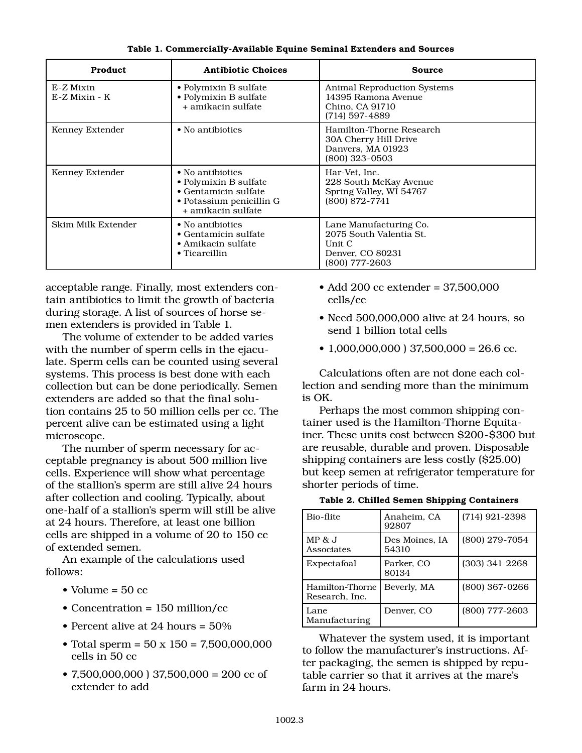**Table 1. Commercially-Available Equine Seminal Extenders and Sources**

| Product | Antibiotic Choices | Source |
|---|---|---|
| E-Z Mixin<br>E-Z Mixin - K | • Polymixin B sulfate<br>• Polymixin B sulfate + amikacin sulfate | Animal Reproduction Systems<br>14395 Ramona Avenue<br>Chino, CA 91710<br>(714) 597-4889 |
| Kenney Extender | • No antibiotics | Hamilton-Thorne Research<br>30A Cherry Hill Drive<br>Danvers, MA 01923<br>(800) 323-0503 |
| Kenney Extender | • No antibiotics<br>• Polymixin B sulfate<br>• Gentamicin sulfate<br>• Potassium penicillin G + amikacin sulfate | Har-Vet, Inc.<br>228 South McKay Avenue<br>Spring Valley, WI 54767<br>(800) 872-7741 |
| Skim Milk Extender | • No antibiotics<br>• Gentamicin sulfate<br>• Amikacin sulfate<br>• Ticarcillin | Lane Manufacturing Co.<br>2075 South Valentia St.<br>Unit C<br>Denver, CO 80231<br>(800) 777-2603 |

acceptable range. Finally, most extenders contain antibiotics to limit the growth of bacteria during storage. A list of sources of horse semen extenders is provided in Table 1.

The volume of extender to be added varies with the number of sperm cells in the ejaculate. Sperm cells can be counted using several systems. This process is best done with each collection but can be done periodically. Semen extenders are added so that the final solution contains 25 to 50 million cells per cc. The percent alive can be estimated using a light microscope.

The number of sperm necessary for acceptable pregnancy is about 500 million live cells. Experience will show what percentage of the stallion's sperm are still alive 24 hours after collection and cooling. Typically, about one-half of a stallion's sperm will still be alive at 24 hours. Therefore, at least one billion cells are shipped in a volume of 20 to 150 cc of extended semen.

An example of the calculations used follows:

- Volume = 50 cc
- Concentration = 150 million/cc
- Percent alive at 24 hours = 50%
- Total sperm = 50 x 150 = 7,500,000,000 cells in 50 cc
- 7,500,000,000 ) 37,500,000 = 200 cc of extender to add
- Add 200 cc extender = 37,500,000 cells/cc
- Need 500,000,000 alive at 24 hours, so send 1 billion total cells
- 1,000,000,000 ) 37,500,000 = 26.6 cc.

Calculations often are not done each collection and sending more than the minimum is OK.

Perhaps the most common shipping container used is the Hamilton-Thorne Equitainer. These units cost between $200-$300 but are reusable, durable and proven. Disposable shipping containers are less costly ($25.00) but keep semen at refrigerator temperature for shorter periods of time.

**Table 2. Chilled Semen Shipping Containers**

| | | |
|---|---|---|
| Bio-flite | Anaheim, CA 92807 | (714) 921-2398 |
| MP & J Associates | Des Moines, IA 54310 | (800) 279-7054 |
| Expectafoal | Parker, CO 80134 | (303) 341-2268 |
| Hamilton-Thorne Research, Inc. | Beverly, MA | (800) 367-0266 |
| Lane Manufacturing | Denver, CO | (800) 777-2603 |

Whatever the system used, it is important to follow the manufacturer's instructions. After packaging, the semen is shipped by reputable carrier so that it arrives at the mare's farm in 24 hours.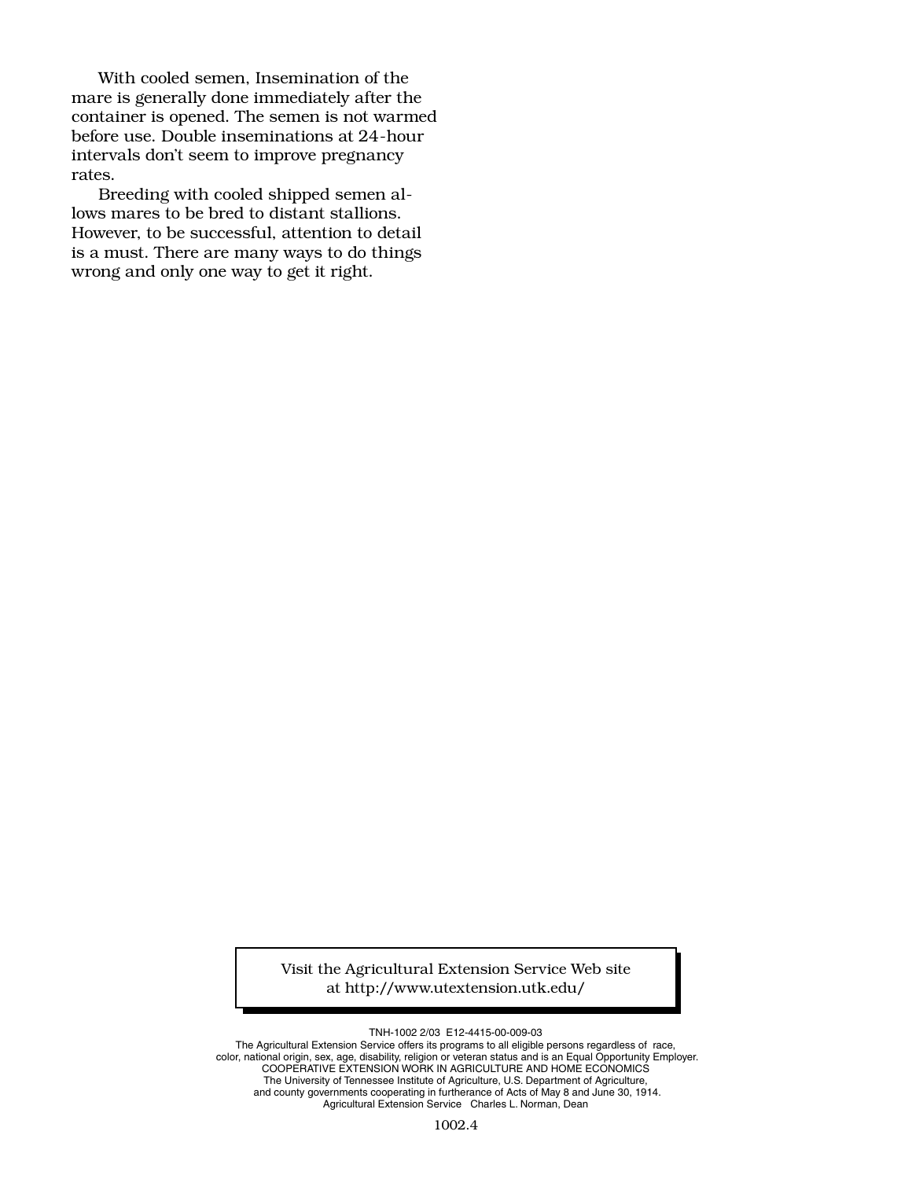With cooled semen, Insemination of the mare is generally done immediately after the container is opened. The semen is not warmed before use. Double inseminations at 24-hour intervals don't seem to improve pregnancy rates.

Breeding with cooled shipped semen allows mares to be bred to distant stallions. However, to be successful, attention to detail is a must. There are many ways to do things wrong and only one way to get it right.

Visit the Agricultural Extension Service Web site at http://www.utextension.utk.edu/

TNH-1002 2/03 E12-4415-00-009-03
The Agricultural Extension Service offers its programs to all eligible persons regardless of race, color, national origin, sex, age, disability, religion or veteran status and is an Equal Opportunity Employer.
COOPERATIVE EXTENSION WORK IN AGRICULTURE AND HOME ECONOMICS
The University of Tennessee Institute of Agriculture, U.S. Department of Agriculture, and county governments cooperating in furtherance of Acts of May 8 and June 30, 1914.
Agricultural Extension Service Charles L. Norman, Dean